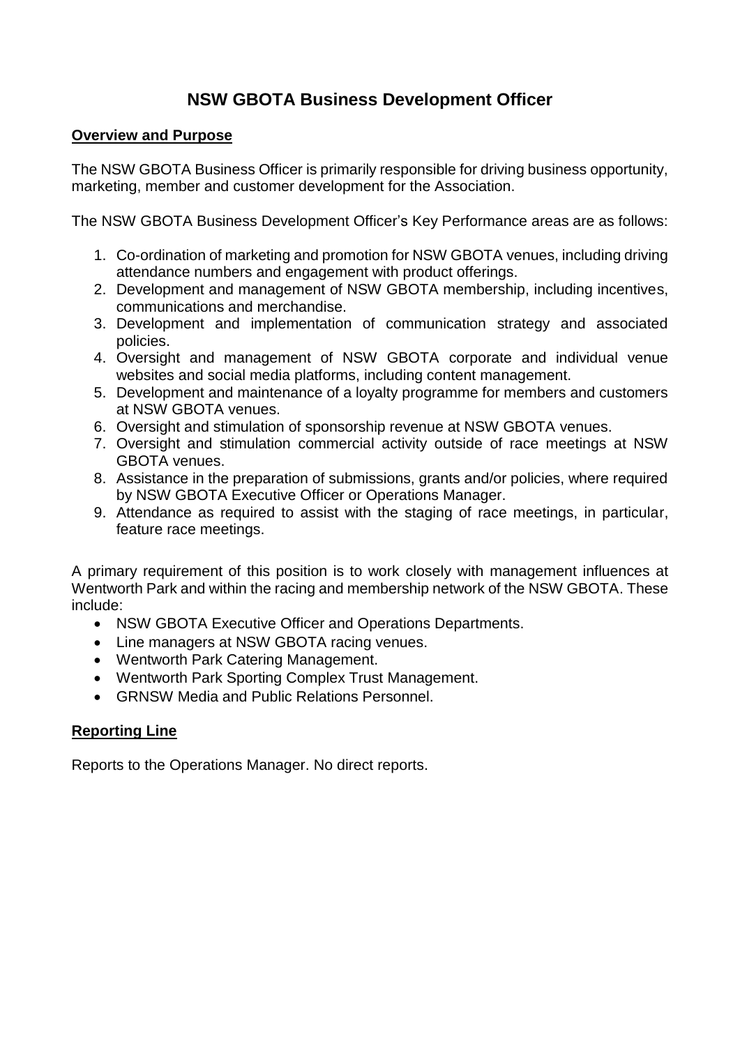# NSW GBOTA Business Development Officer

## Overview and Purpose

The NSW GBOTA Business Officer is primarily responsible for driving business opportunity, marketing, member and customer development for the Association.

The NSW GBOTA Business Development Officer's Key Performance areas are as follows:

1. Co-ordination of marketing and promotion for NSW GBOTA venues, including driving attendance numbers and engagement with product offerings.
2. Development and management of NSW GBOTA membership, including incentives, communications and merchandise.
3. Development and implementation of communication strategy and associated policies.
4. Oversight and management of NSW GBOTA corporate and individual venue websites and social media platforms, including content management.
5. Development and maintenance of a loyalty programme for members and customers at NSW GBOTA venues.
6. Oversight and stimulation of sponsorship revenue at NSW GBOTA venues.
7. Oversight and stimulation commercial activity outside of race meetings at NSW GBOTA venues.
8. Assistance in the preparation of submissions, grants and/or policies, where required by NSW GBOTA Executive Officer or Operations Manager.
9. Attendance as required to assist with the staging of race meetings, in particular, feature race meetings.

A primary requirement of this position is to work closely with management influences at Wentworth Park and within the racing and membership network of the NSW GBOTA. These include:

- NSW GBOTA Executive Officer and Operations Departments.
- Line managers at NSW GBOTA racing venues.
- Wentworth Park Catering Management.
- Wentworth Park Sporting Complex Trust Management.
- GRNSW Media and Public Relations Personnel.

## Reporting Line

Reports to the Operations Manager. No direct reports.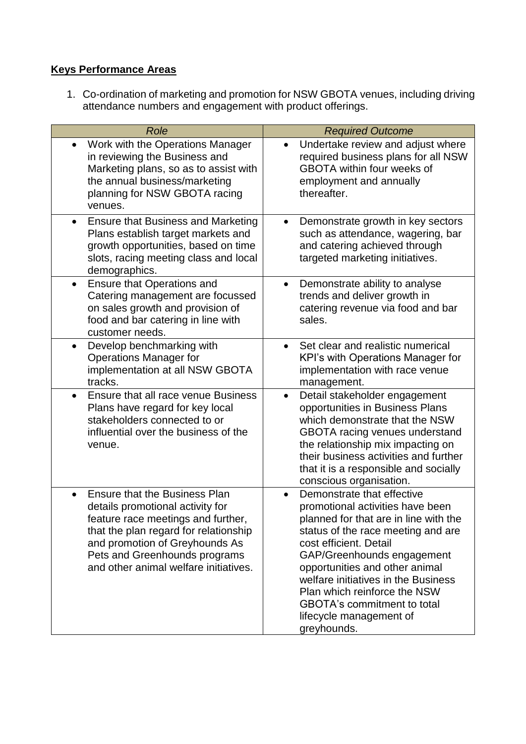**Keys Performance Areas**

1. Co-ordination of marketing and promotion for NSW GBOTA venues, including driving attendance numbers and engagement with product offerings.

| *Role* | *Required Outcome* |
|---|---|
| • Work with the Operations Manager in reviewing the Business and Marketing plans, so as to assist with the annual business/marketing planning for NSW GBOTA racing venues. | • Undertake review and adjust where required business plans for all NSW GBOTA within four weeks of employment and annually thereafter. |
| • Ensure that Business and Marketing Plans establish target markets and growth opportunities, based on time slots, racing meeting class and local demographics. | • Demonstrate growth in key sectors such as attendance, wagering, bar and catering achieved through targeted marketing initiatives. |
| • Ensure that Operations and Catering management are focussed on sales growth and provision of food and bar catering in line with customer needs. | • Demonstrate ability to analyse trends and deliver growth in catering revenue via food and bar sales. |
| • Develop benchmarking with Operations Manager for implementation at all NSW GBOTA tracks. | • Set clear and realistic numerical KPI's with Operations Manager for implementation with race venue management. |
| • Ensure that all race venue Business Plans have regard for key local stakeholders connected to or influential over the business of the venue. | • Detail stakeholder engagement opportunities in Business Plans which demonstrate that the NSW GBOTA racing venues understand the relationship mix impacting on their business activities and further that it is a responsible and socially conscious organisation. |
| • Ensure that the Business Plan details promotional activity for feature race meetings and further, that the plan regard for relationship and promotion of Greyhounds As Pets and Greenhounds programs and other animal welfare initiatives. | • Demonstrate that effective promotional activities have been planned for that are in line with the status of the race meeting and are cost efficient. Detail GAP/Greenhounds engagement opportunities and other animal welfare initiatives in the Business Plan which reinforce the NSW GBOTA's commitment to total lifecycle management of greyhounds. |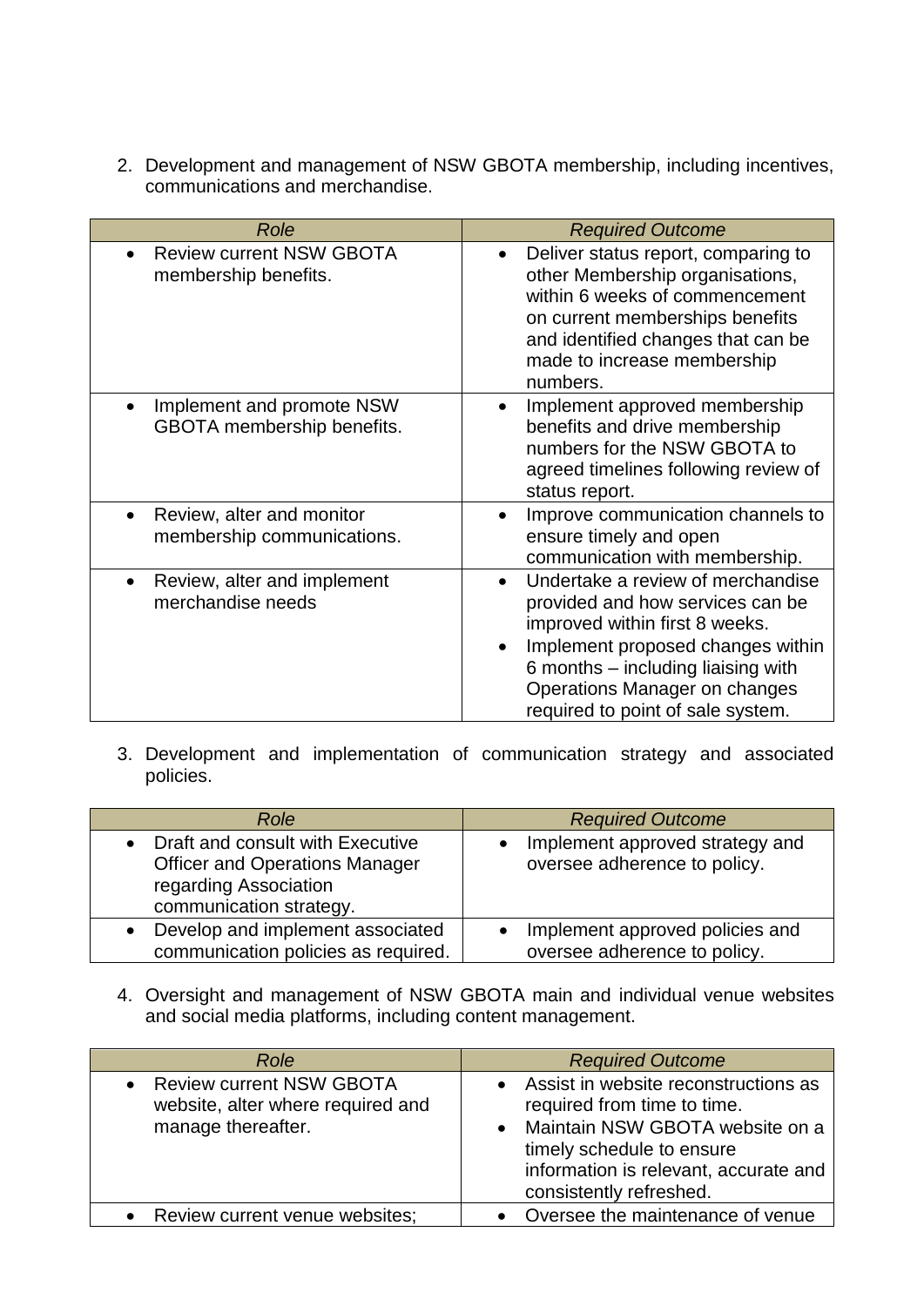2. Development and management of NSW GBOTA membership, including incentives, communications and merchandise.

| *Role* | *Required Outcome* |
|---|---|
| • Review current NSW GBOTA membership benefits. | • Deliver status report, comparing to other Membership organisations, within 6 weeks of commencement on current memberships benefits and identified changes that can be made to increase membership numbers. |
| • Implement and promote NSW GBOTA membership benefits. | • Implement approved membership benefits and drive membership numbers for the NSW GBOTA to agreed timelines following review of status report. |
| • Review, alter and monitor membership communications. | • Improve communication channels to ensure timely and open communication with membership. |
| • Review, alter and implement merchandise needs | • Undertake a review of merchandise provided and how services can be improved within first 8 weeks.<br>• Implement proposed changes within 6 months – including liaising with Operations Manager on changes required to point of sale system. |

3. Development and implementation of communication strategy and associated policies.

| *Role* | *Required Outcome* |
|---|---|
| • Draft and consult with Executive Officer and Operations Manager regarding Association communication strategy. | • Implement approved strategy and oversee adherence to policy. |
| • Develop and implement associated communication policies as required. | • Implement approved policies and oversee adherence to policy. |

4. Oversight and management of NSW GBOTA main and individual venue websites and social media platforms, including content management.

| *Role* | *Required Outcome* |
|---|---|
| • Review current NSW GBOTA website, alter where required and manage thereafter. | • Assist in website reconstructions as required from time to time.<br>• Maintain NSW GBOTA website on a timely schedule to ensure information is relevant, accurate and consistently refreshed. |
| • Review current venue websites; | • Oversee the maintenance of venue |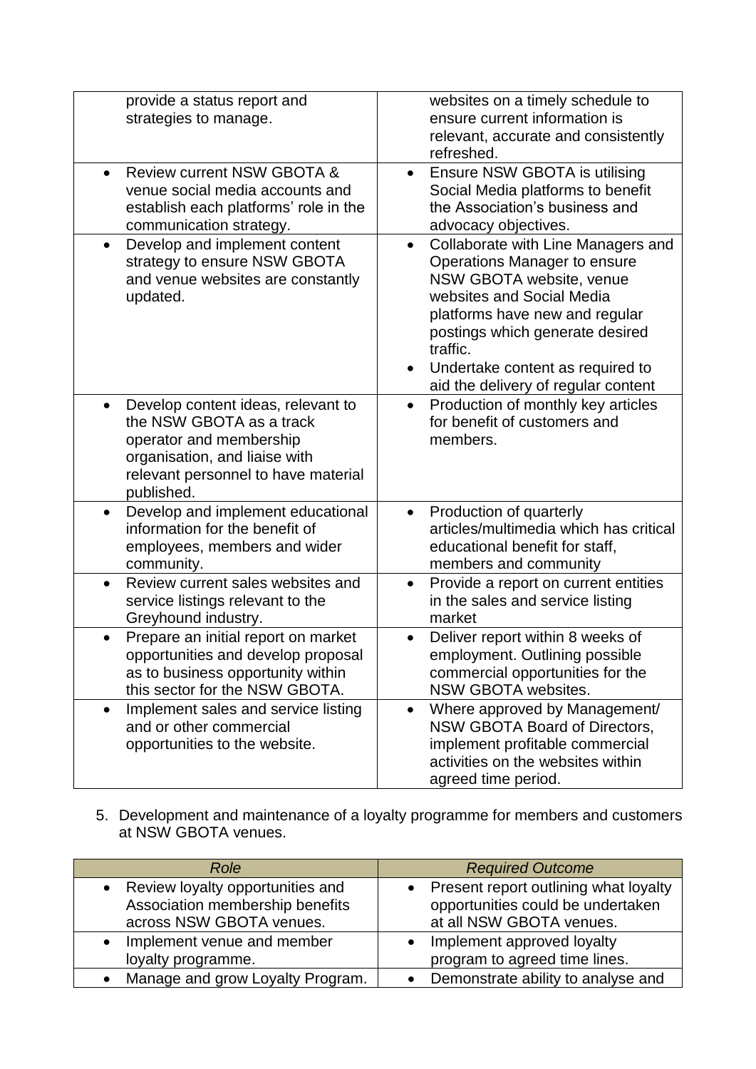| | |
|---|---|
| provide a status report and strategies to manage. | websites on a timely schedule to ensure current information is relevant, accurate and consistently refreshed. |
| • Review current NSW GBOTA & venue social media accounts and establish each platforms' role in the communication strategy. | • Ensure NSW GBOTA is utilising Social Media platforms to benefit the Association's business and advocacy objectives. |
| • Develop and implement content strategy to ensure NSW GBOTA and venue websites are constantly updated. | • Collaborate with Line Managers and Operations Manager to ensure NSW GBOTA website, venue websites and Social Media platforms have new and regular postings which generate desired traffic.<br>• Undertake content as required to aid the delivery of regular content |
| • Develop content ideas, relevant to the NSW GBOTA as a track operator and membership organisation, and liaise with relevant personnel to have material published. | • Production of monthly key articles for benefit of customers and members. |
| • Develop and implement educational information for the benefit of employees, members and wider community. | • Production of quarterly articles/multimedia which has critical educational benefit for staff, members and community |
| • Review current sales websites and service listings relevant to the Greyhound industry. | • Provide a report on current entities in the sales and service listing market |
| • Prepare an initial report on market opportunities and develop proposal as to business opportunity within this sector for the NSW GBOTA. | • Deliver report within 8 weeks of employment. Outlining possible commercial opportunities for the NSW GBOTA websites. |
| • Implement sales and service listing and or other commercial opportunities to the website. | • Where approved by Management/ NSW GBOTA Board of Directors, implement profitable commercial activities on the websites within agreed time period. |

5. Development and maintenance of a loyalty programme for members and customers at NSW GBOTA venues.

| *Role* | *Required Outcome* |
|---|---|
| • Review loyalty opportunities and Association membership benefits across NSW GBOTA venues. | • Present report outlining what loyalty opportunities could be undertaken at all NSW GBOTA venues. |
| • Implement venue and member loyalty programme. | • Implement approved loyalty program to agreed time lines. |
| • Manage and grow Loyalty Program. | • Demonstrate ability to analyse and |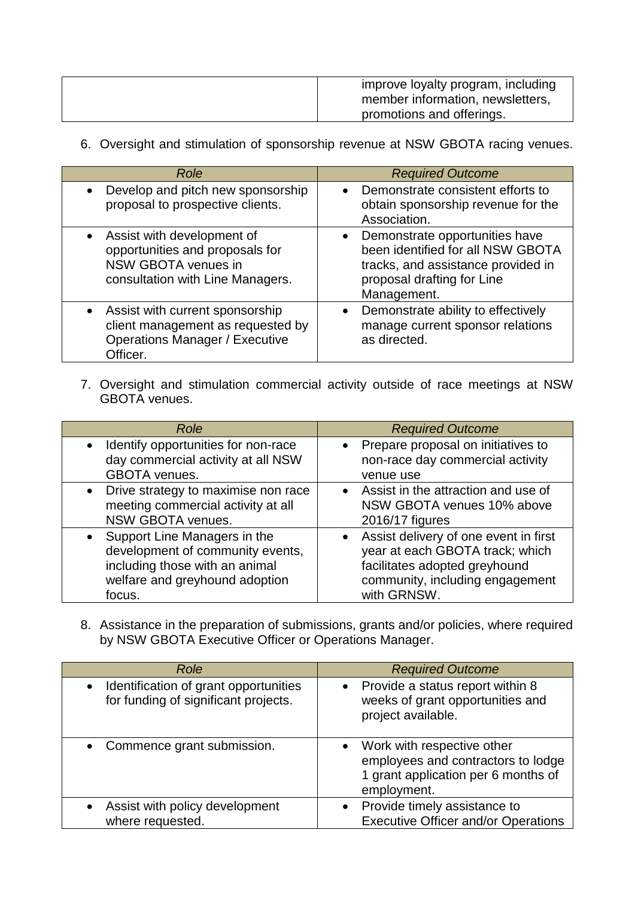| | |
|---|---|
| | improve loyalty program, including member information, newsletters, promotions and offerings. |

6. Oversight and stimulation of sponsorship revenue at NSW GBOTA racing venues.

| *Role* | *Required Outcome* |
|---|---|
| • Develop and pitch new sponsorship proposal to prospective clients. | • Demonstrate consistent efforts to obtain sponsorship revenue for the Association. |
| • Assist with development of opportunities and proposals for NSW GBOTA venues in consultation with Line Managers. | • Demonstrate opportunities have been identified for all NSW GBOTA tracks, and assistance provided in proposal drafting for Line Management. |
| • Assist with current sponsorship client management as requested by Operations Manager / Executive Officer. | • Demonstrate ability to effectively manage current sponsor relations as directed. |

7. Oversight and stimulation commercial activity outside of race meetings at NSW GBOTA venues.

| *Role* | *Required Outcome* |
|---|---|
| • Identify opportunities for non-race day commercial activity at all NSW GBOTA venues. | • Prepare proposal on initiatives to non-race day commercial activity venue use |
| • Drive strategy to maximise non race meeting commercial activity at all NSW GBOTA venues. | • Assist in the attraction and use of NSW GBOTA venues 10% above 2016/17 figures |
| • Support Line Managers in the development of community events, including those with an animal welfare and greyhound adoption focus. | • Assist delivery of one event in first year at each GBOTA track; which facilitates adopted greyhound community, including engagement with GRNSW. |

8. Assistance in the preparation of submissions, grants and/or policies, where required by NSW GBOTA Executive Officer or Operations Manager.

| *Role* | *Required Outcome* |
|---|---|
| • Identification of grant opportunities for funding of significant projects. | • Provide a status report within 8 weeks of grant opportunities and project available. |
| • Commence grant submission. | • Work with respective other employees and contractors to lodge 1 grant application per 6 months of employment. |
| • Assist with policy development where requested. | • Provide timely assistance to Executive Officer and/or Operations |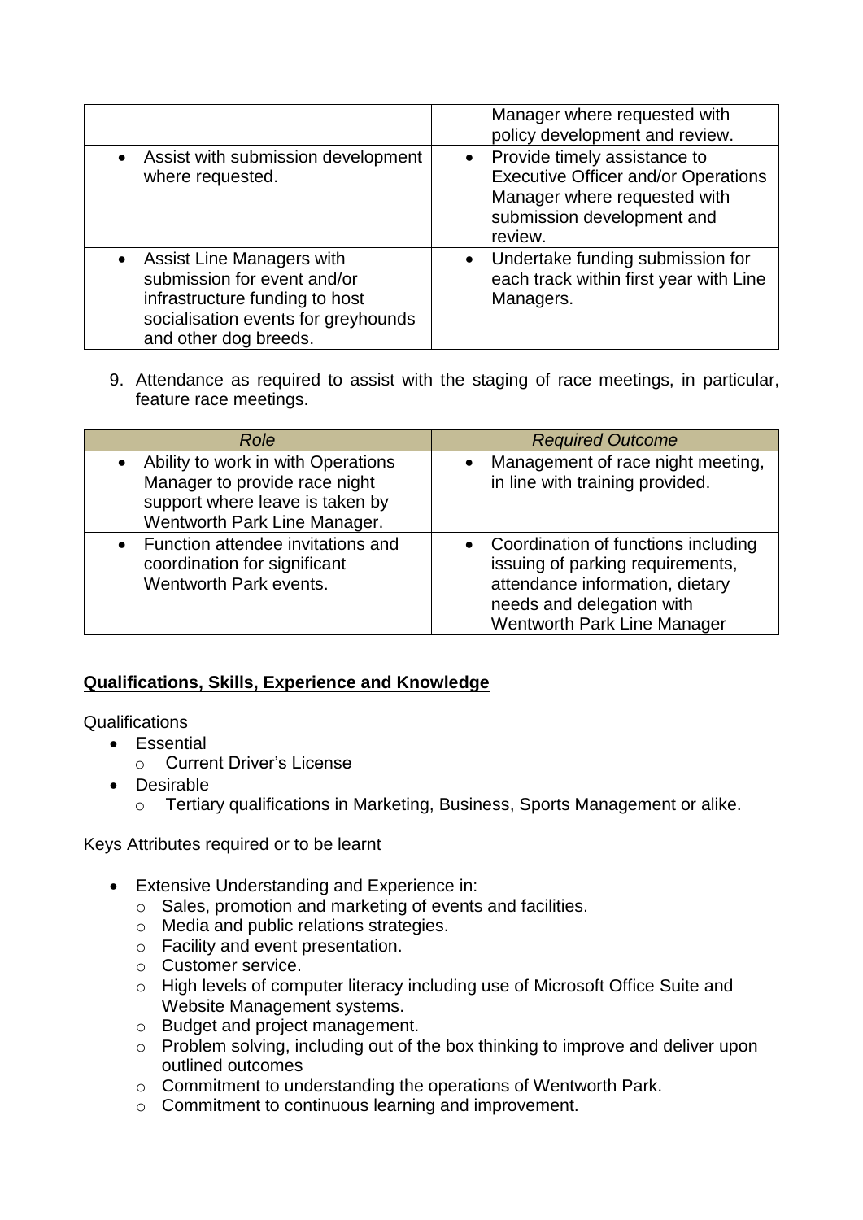| | |
|---|---|
| | Manager where requested with policy development and review. |
| • Assist with submission development where requested. | • Provide timely assistance to Executive Officer and/or Operations Manager where requested with submission development and review. |
| • Assist Line Managers with submission for event and/or infrastructure funding to host socialisation events for greyhounds and other dog breeds. | • Undertake funding submission for each track within first year with Line Managers. |

9. Attendance as required to assist with the staging of race meetings, in particular, feature race meetings.

| *Role* | *Required Outcome* |
|---|---|
| • Ability to work in with Operations Manager to provide race night support where leave is taken by Wentworth Park Line Manager. | • Management of race night meeting, in line with training provided. |
| • Function attendee invitations and coordination for significant Wentworth Park events. | • Coordination of functions including issuing of parking requirements, attendance information, dietary needs and delegation with Wentworth Park Line Manager |

**<u>Qualifications, Skills, Experience and Knowledge</u>**

Qualifications

- Essential
  - Current Driver's License
- Desirable
  - Tertiary qualifications in Marketing, Business, Sports Management or alike.

Keys Attributes required or to be learnt

- Extensive Understanding and Experience in:
  - Sales, promotion and marketing of events and facilities.
  - Media and public relations strategies.
  - Facility and event presentation.
  - Customer service.
  - High levels of computer literacy including use of Microsoft Office Suite and Website Management systems.
  - Budget and project management.
  - Problem solving, including out of the box thinking to improve and deliver upon outlined outcomes
  - Commitment to understanding the operations of Wentworth Park.
  - Commitment to continuous learning and improvement.